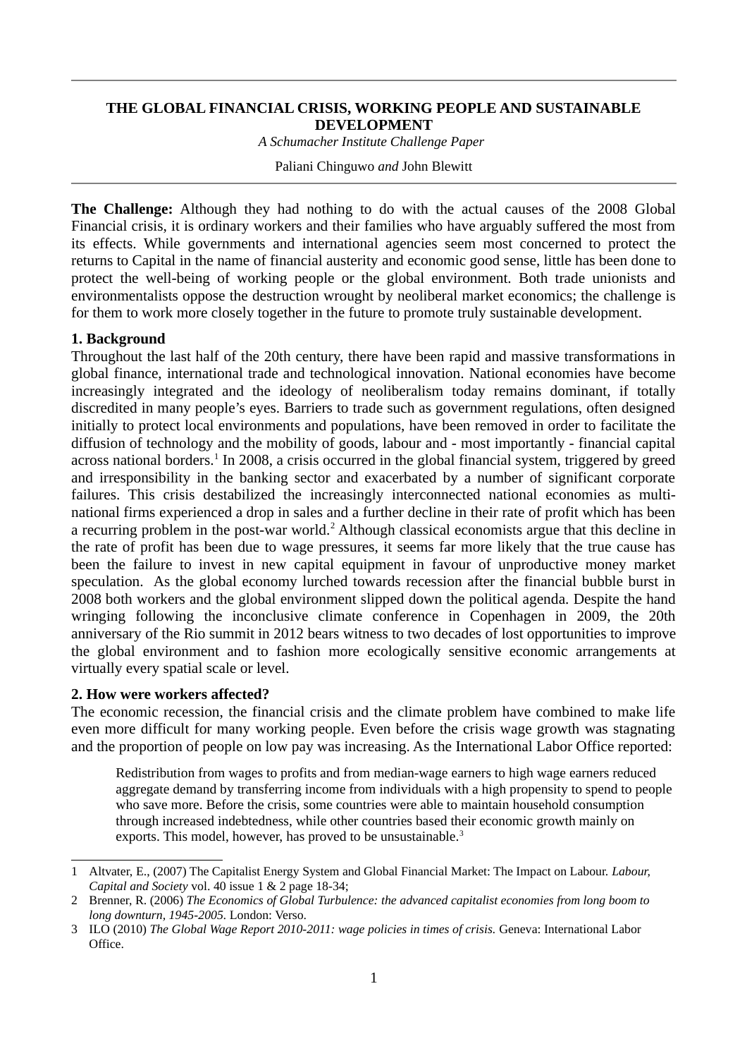# THE GLOBAL FINANCIAL CRISIS, WORKING PEOPLE AND SUSTAINABLE DEVELOPMENT

*A Schumacher Institute Challenge Paper*

Paliani Chinguwo *and* John Blewitt

---

**The Challenge:** Although they had nothing to do with the actual causes of the 2008 Global Financial crisis, it is ordinary workers and their families who have arguably suffered the most from its effects. While governments and international agencies seem most concerned to protect the returns to Capital in the name of financial austerity and economic good sense, little has been done to protect the well-being of working people or the global environment. Both trade unionists and environmentalists oppose the destruction wrought by neoliberal market economics; the challenge is for them to work more closely together in the future to promote truly sustainable development.

## 1. Background

Throughout the last half of the 20th century, there have been rapid and massive transformations in global finance, international trade and technological innovation. National economies have become increasingly integrated and the ideology of neoliberalism today remains dominant, if totally discredited in many people's eyes. Barriers to trade such as government regulations, often designed initially to protect local environments and populations, have been removed in order to facilitate the diffusion of technology and the mobility of goods, labour and - most importantly - financial capital across national borders.[1] In 2008, a crisis occurred in the global financial system, triggered by greed and irresponsibility in the banking sector and exacerbated by a number of significant corporate failures. This crisis destabilized the increasingly interconnected national economies as multi-national firms experienced a drop in sales and a further decline in their rate of profit which has been a recurring problem in the post-war world.[2] Although classical economists argue that this decline in the rate of profit has been due to wage pressures, it seems far more likely that the true cause has been the failure to invest in new capital equipment in favour of unproductive money market speculation. As the global economy lurched towards recession after the financial bubble burst in 2008 both workers and the global environment slipped down the political agenda. Despite the hand wringing following the inconclusive climate conference in Copenhagen in 2009, the 20th anniversary of the Rio summit in 2012 bears witness to two decades of lost opportunities to improve the global environment and to fashion more ecologically sensitive economic arrangements at virtually every spatial scale or level.

## 2. How were workers affected?

The economic recession, the financial crisis and the climate problem have combined to make life even more difficult for many working people. Even before the crisis wage growth was stagnating and the proportion of people on low pay was increasing. As the International Labor Office reported:

> Redistribution from wages to profits and from median-wage earners to high wage earners reduced aggregate demand by transferring income from individuals with a high propensity to spend to people who save more. Before the crisis, some countries were able to maintain household consumption through increased indebtedness, while other countries based their economic growth mainly on exports. This model, however, has proved to be unsustainable.[3]

---

1 Altvater, E., (2007) The Capitalist Energy System and Global Financial Market: The Impact on Labour. *Labour, Capital and Society* vol. 40 issue 1 & 2 page 18-34;

2 Brenner, R. (2006) *The Economics of Global Turbulence: the advanced capitalist economies from long boom to long downturn, 1945-2005*. London: Verso.

3 ILO (2010) *The Global Wage Report 2010-2011: wage policies in times of crisis.* Geneva: International Labor Office.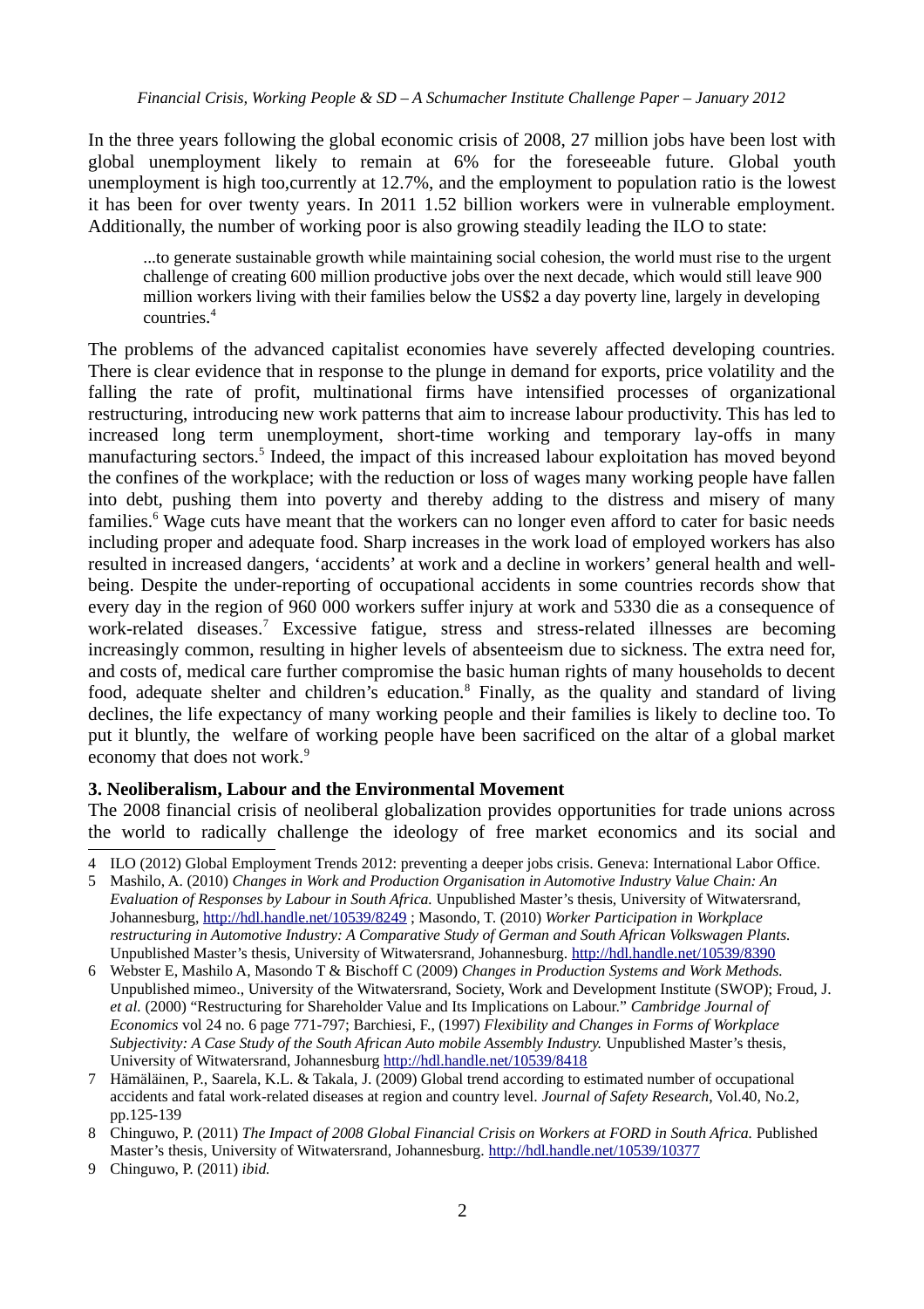In the three years following the global economic crisis of 2008, 27 million jobs have been lost with global unemployment likely to remain at 6% for the foreseeable future. Global youth unemployment is high too,currently at 12.7%, and the employment to population ratio is the lowest it has been for over twenty years. In 2011 1.52 billion workers were in vulnerable employment. Additionally, the number of working poor is also growing steadily leading the ILO to state:

> ...to generate sustainable growth while maintaining social cohesion, the world must rise to the urgent challenge of creating 600 million productive jobs over the next decade, which would still leave 900 million workers living with their families below the US$2 a day poverty line, largely in developing countries.[4]

The problems of the advanced capitalist economies have severely affected developing countries. There is clear evidence that in response to the plunge in demand for exports, price volatility and the falling the rate of profit, multinational firms have intensified processes of organizational restructuring, introducing new work patterns that aim to increase labour productivity. This has led to increased long term unemployment, short-time working and temporary lay-offs in many manufacturing sectors.[5] Indeed, the impact of this increased labour exploitation has moved beyond the confines of the workplace; with the reduction or loss of wages many working people have fallen into debt, pushing them into poverty and thereby adding to the distress and misery of many families.[6] Wage cuts have meant that the workers can no longer even afford to cater for basic needs including proper and adequate food. Sharp increases in the work load of employed workers has also resulted in increased dangers, 'accidents' at work and a decline in workers' general health and well-being. Despite the under-reporting of occupational accidents in some countries records show that every day in the region of 960 000 workers suffer injury at work and 5330 die as a consequence of work-related diseases.[7] Excessive fatigue, stress and stress-related illnesses are becoming increasingly common, resulting in higher levels of absenteeism due to sickness. The extra need for, and costs of, medical care further compromise the basic human rights of many households to decent food, adequate shelter and children's education.[8] Finally, as the quality and standard of living declines, the life expectancy of many working people and their families is likely to decline too. To put it bluntly, the welfare of working people have been sacrificed on the altar of a global market economy that does not work.[9]

**3. Neoliberalism, Labour and the Environmental Movement**

The 2008 financial crisis of neoliberal globalization provides opportunities for trade unions across the world to radically challenge the ideology of free market economics and its social and

---

4 ILO (2012) Global Employment Trends 2012: preventing a deeper jobs crisis. Geneva: International Labor Office.

5 Mashilo, A. (2010) *Changes in Work and Production Organisation in Automotive Industry Value Chain: An Evaluation of Responses by Labour in South Africa.* Unpublished Master's thesis, University of Witwatersrand, Johannesburg, http://hdl.handle.net/10539/8249 ; Masondo, T. (2010) *Worker Participation in Workplace restructuring in Automotive Industry: A Comparative Study of German and South African Volkswagen Plants.* Unpublished Master's thesis, University of Witwatersrand, Johannesburg. http://hdl.handle.net/10539/8390

6 Webster E, Mashilo A, Masondo T & Bischoff C (2009) *Changes in Production Systems and Work Methods.* Unpublished mimeo., University of the Witwatersrand, Society, Work and Development Institute (SWOP); Froud, J. *et al.* (2000) "Restructuring for Shareholder Value and Its Implications on Labour." *Cambridge Journal of Economics* vol 24 no. 6 page 771-797; Barchiesi, F., (1997) *Flexibility and Changes in Forms of Workplace Subjectivity: A Case Study of the South African Auto mobile Assembly Industry.* Unpublished Master's thesis, University of Witwatersrand, Johannesburg http://hdl.handle.net/10539/8418

7 Hämäläinen, P., Saarela, K.L. & Takala, J. (2009) Global trend according to estimated number of occupational accidents and fatal work-related diseases at region and country level. *Journal of Safety Research*, Vol.40, No.2, pp.125-139

8 Chinguwo, P. (2011) *The Impact of 2008 Global Financial Crisis on Workers at FORD in South Africa.* Published Master's thesis, University of Witwatersrand, Johannesburg. http://hdl.handle.net/10539/10377

9 Chinguwo, P. (2011) *ibid.*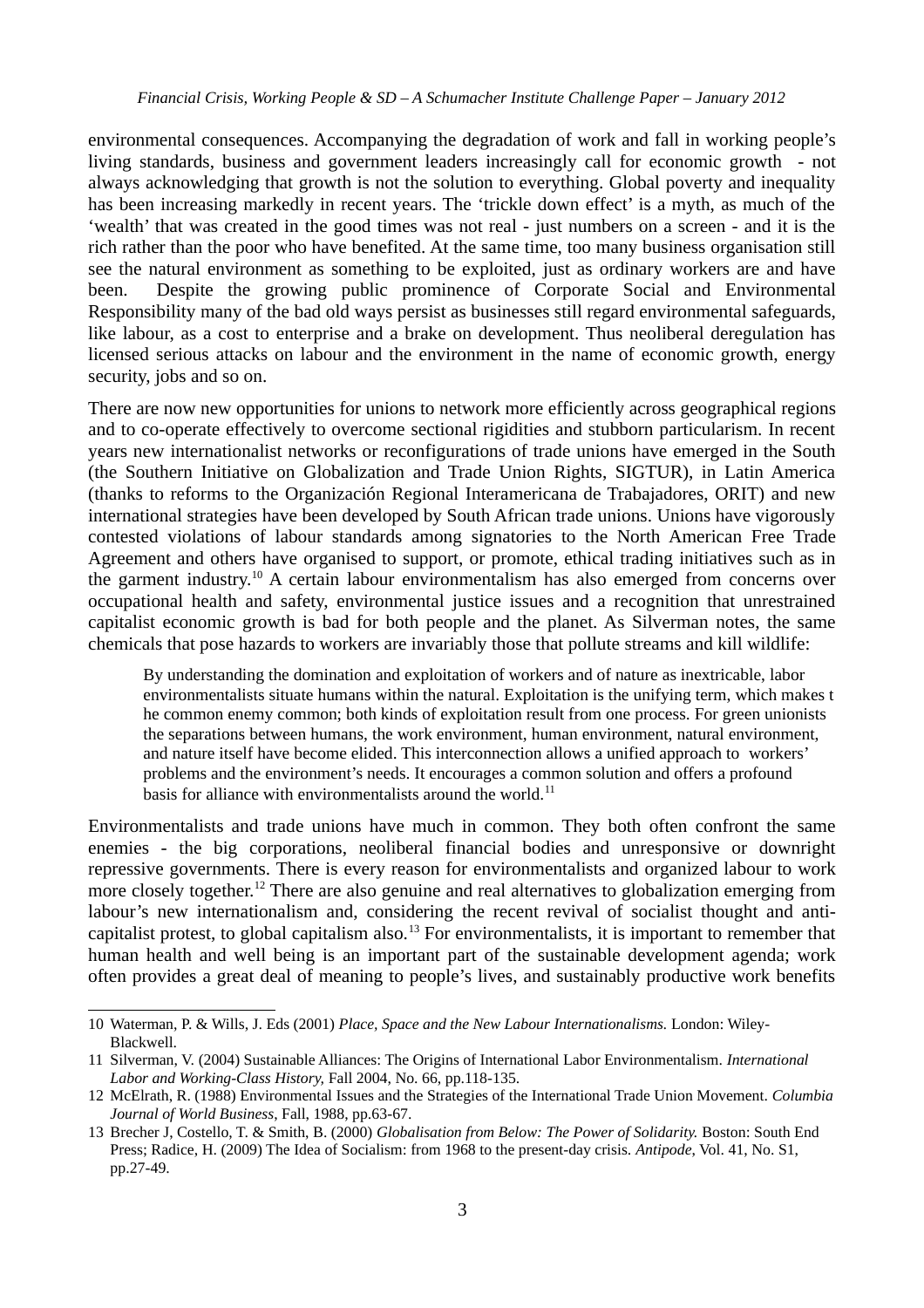environmental consequences. Accompanying the degradation of work and fall in working people's living standards, business and government leaders increasingly call for economic growth - not always acknowledging that growth is not the solution to everything. Global poverty and inequality has been increasing markedly in recent years. The 'trickle down effect' is a myth, as much of the 'wealth' that was created in the good times was not real - just numbers on a screen - and it is the rich rather than the poor who have benefited. At the same time, too many business organisation still see the natural environment as something to be exploited, just as ordinary workers are and have been. Despite the growing public prominence of Corporate Social and Environmental Responsibility many of the bad old ways persist as businesses still regard environmental safeguards, like labour, as a cost to enterprise and a brake on development. Thus neoliberal deregulation has licensed serious attacks on labour and the environment in the name of economic growth, energy security, jobs and so on.

There are now new opportunities for unions to network more efficiently across geographical regions and to co-operate effectively to overcome sectional rigidities and stubborn particularism. In recent years new internationalist networks or reconfigurations of trade unions have emerged in the South (the Southern Initiative on Globalization and Trade Union Rights, SIGTUR), in Latin America (thanks to reforms to the Organización Regional Interamericana de Trabajadores, ORIT) and new international strategies have been developed by South African trade unions. Unions have vigorously contested violations of labour standards among signatories to the North American Free Trade Agreement and others have organised to support, or promote, ethical trading initiatives such as in the garment industry.[10] A certain labour environmentalism has also emerged from concerns over occupational health and safety, environmental justice issues and a recognition that unrestrained capitalist economic growth is bad for both people and the planet. As Silverman notes, the same chemicals that pose hazards to workers are invariably those that pollute streams and kill wildlife:

> By understanding the domination and exploitation of workers and of nature as inextricable, labor environmentalists situate humans within the natural. Exploitation is the unifying term, which makes t he common enemy common; both kinds of exploitation result from one process. For green unionists the separations between humans, the work environment, human environment, natural environment, and nature itself have become elided. This interconnection allows a unified approach to workers' problems and the environment's needs. It encourages a common solution and offers a profound basis for alliance with environmentalists around the world.[11]

Environmentalists and trade unions have much in common. They both often confront the same enemies - the big corporations, neoliberal financial bodies and unresponsive or downright repressive governments. There is every reason for environmentalists and organized labour to work more closely together.[12] There are also genuine and real alternatives to globalization emerging from labour's new internationalism and, considering the recent revival of socialist thought and anti-capitalist protest, to global capitalism also.[13] For environmentalists, it is important to remember that human health and well being is an important part of the sustainable development agenda; work often provides a great deal of meaning to people's lives, and sustainably productive work benefits

---

10 Waterman, P. & Wills, J. Eds (2001) *Place, Space and the New Labour Internationalisms.* London: Wiley-Blackwell.

11 Silverman, V. (2004) Sustainable Alliances: The Origins of International Labor Environmentalism. *International Labor and Working-Class History,* Fall 2004, No. 66, pp.118-135.

12 McElrath, R. (1988) Environmental Issues and the Strategies of the International Trade Union Movement. *Columbia Journal of World Business*, Fall, 1988, pp.63-67.

13 Brecher J, Costello, T. & Smith, B. (2000) *Globalisation from Below: The Power of Solidarity.* Boston: South End Press; Radice, H. (2009) The Idea of Socialism: from 1968 to the present-day crisis. *Antipode*, Vol. 41, No. S1, pp.27-49.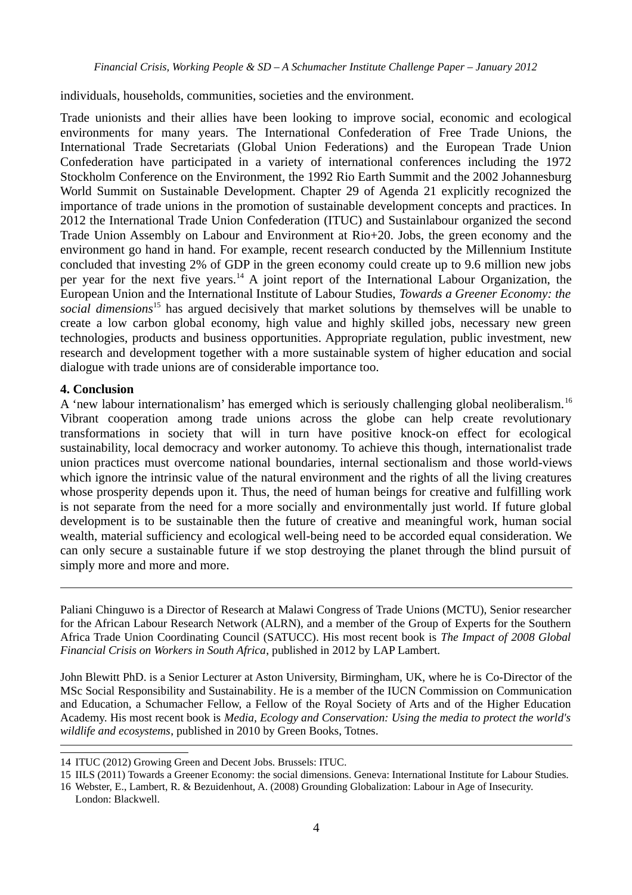individuals, households, communities, societies and the environment.

Trade unionists and their allies have been looking to improve social, economic and ecological environments for many years. The International Confederation of Free Trade Unions, the International Trade Secretariats (Global Union Federations) and the European Trade Union Confederation have participated in a variety of international conferences including the 1972 Stockholm Conference on the Environment, the 1992 Rio Earth Summit and the 2002 Johannesburg World Summit on Sustainable Development. Chapter 29 of Agenda 21 explicitly recognized the importance of trade unions in the promotion of sustainable development concepts and practices. In 2012 the International Trade Union Confederation (ITUC) and Sustainlabour organized the second Trade Union Assembly on Labour and Environment at Rio+20. Jobs, the green economy and the environment go hand in hand. For example, recent research conducted by the Millennium Institute concluded that investing 2% of GDP in the green economy could create up to 9.6 million new jobs per year for the next five years.[14] A joint report of the International Labour Organization, the European Union and the International Institute of Labour Studies, *Towards a Greener Economy: the social dimensions*[15] has argued decisively that market solutions by themselves will be unable to create a low carbon global economy, high value and highly skilled jobs, necessary new green technologies, products and business opportunities. Appropriate regulation, public investment, new research and development together with a more sustainable system of higher education and social dialogue with trade unions are of considerable importance too.

**4. Conclusion**

A 'new labour internationalism' has emerged which is seriously challenging global neoliberalism.[16] Vibrant cooperation among trade unions across the globe can help create revolutionary transformations in society that will in turn have positive knock-on effect for ecological sustainability, local democracy and worker autonomy. To achieve this though, internationalist trade union practices must overcome national boundaries, internal sectionalism and those world-views which ignore the intrinsic value of the natural environment and the rights of all the living creatures whose prosperity depends upon it. Thus, the need of human beings for creative and fulfilling work is not separate from the need for a more socially and environmentally just world. If future global development is to be sustainable then the future of creative and meaningful work, human social wealth, material sufficiency and ecological well-being need to be accorded equal consideration. We can only secure a sustainable future if we stop destroying the planet through the blind pursuit of simply more and more and more.

---

Paliani Chinguwo is a Director of Research at Malawi Congress of Trade Unions (MCTU), Senior researcher for the African Labour Research Network (ALRN), and a member of the Group of Experts for the Southern Africa Trade Union Coordinating Council (SATUCC). His most recent book is *The Impact of 2008 Global Financial Crisis on Workers in South Africa*, published in 2012 by LAP Lambert.

John Blewitt PhD. is a Senior Lecturer at Aston University, Birmingham, UK, where he is Co-Director of the MSc Social Responsibility and Sustainability. He is a member of the IUCN Commission on Communication and Education, a Schumacher Fellow, a Fellow of the Royal Society of Arts and of the Higher Education Academy. His most recent book is *Media, Ecology and Conservation: Using the media to protect the world's wildlife and ecosystems*, published in 2010 by Green Books, Totnes.

---

14 ITUC (2012) Growing Green and Decent Jobs. Brussels: ITUC.

15 IILS (2011) Towards a Greener Economy: the social dimensions. Geneva: International Institute for Labour Studies.

16 Webster, E., Lambert, R. & Bezuidenhout, A. (2008) Grounding Globalization: Labour in Age of Insecurity. London: Blackwell.